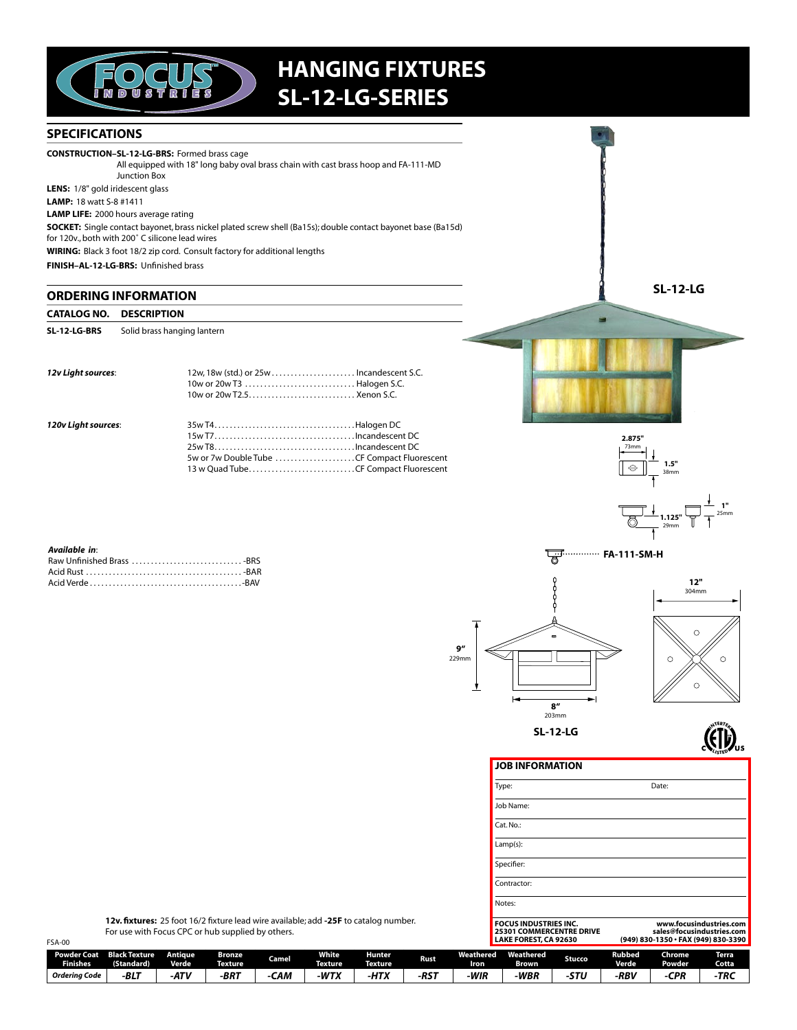# HANGING FIXTURES
# SL-12-LG-SERIES

## SPECIFICATIONS

**CONSTRUCTION–SL-12-LG-BRS:** Formed brass cage
All equipped with 18" long baby oval brass chain with cast brass hoop and FA-111-MD Junction Box

**LENS:** 1/8" gold iridescent glass

**LAMP:** 18 watt S-8 #1411

**LAMP LIFE:** 2000 hours average rating

**SOCKET:** Single contact bayonet, brass nickel plated screw shell (Ba15s); double contact bayonet base (Ba15d) for 120v., both with 200˚ C silicone lead wires

**WIRING:** Black 3 foot 18/2 zip cord. Consult factory for additional lengths

**FINISH–AL-12-LG-BRS:** Unfinished brass

## ORDERING INFORMATION

| CATALOG NO. | DESCRIPTION |
|---|---|
| SL-12-LG-BRS | Solid brass hanging lantern |

*12v Light sources*:

- 12w, 18w (std.) or 25w ...................... Incandescent S.C.
- 10w or 20w T3 ............................. Halogen S.C.
- 10w or 20w T2.5............................ Xenon S.C.

*120v Light sources*:

- 35w T4.....................................Halogen DC
- 15w T7.....................................Incandescent DC
- 25w T8.....................................Incandescent DC
- 5w or 7w Double Tube .....................CF Compact Fluorescent
- 13 w Quad Tube............................CF Compact Fluorescent

*Available in*:

- Raw Unfinished Brass .............................-BRS
- Acid Rust .........................................-BAR
- Acid Verde........................................-BAV

SL-12-LG

2.875" 73mm; 1.5" 38mm; 1.125" 29mm; 1" 25mm

FA-111-SM-H

9" 229mm; 8" 203mm; 12" 304mm

SL-12-LG

| JOB INFORMATION | |
|---|---|
| Type: | Date: |
| Job Name: | |
| Cat. No.: | |
| Lamp(s): | |
| Specifier: | |
| Contractor: | |
| Notes: | |

**12v. fixtures:** 25 foot 16/2 fixture lead wire available; add **-25F** to catalog number.
For use with Focus CPC or hub supplied by others.

**FOCUS INDUSTRIES INC.**
**25301 COMMERCENTRE DRIVE**
**LAKE FOREST, CA 92630**
**www.focusindustries.com**
**sales@focusindustries.com**
**(949) 830-1350 • FAX (949) 830-3390**

FSA-00

| Powder Coat Finishes | Black Texture (Standard) | Antique Verde | Bronze Texture | Camel | White Texture | Hunter Texture | Rust | Weathered Iron | Weathered Brown | Stucco | Rubbed Verde | Chrome Powder | Terra Cotta |
|---|---|---|---|---|---|---|---|---|---|---|---|---|---|
| *Ordering Code* | *-BLT* | *-ATV* | *-BRT* | *-CAM* | *-WTX* | *-HTX* | *-RST* | *-WIR* | *-WBR* | *-STU* | *-RBV* | *-CPR* | *-TRC* |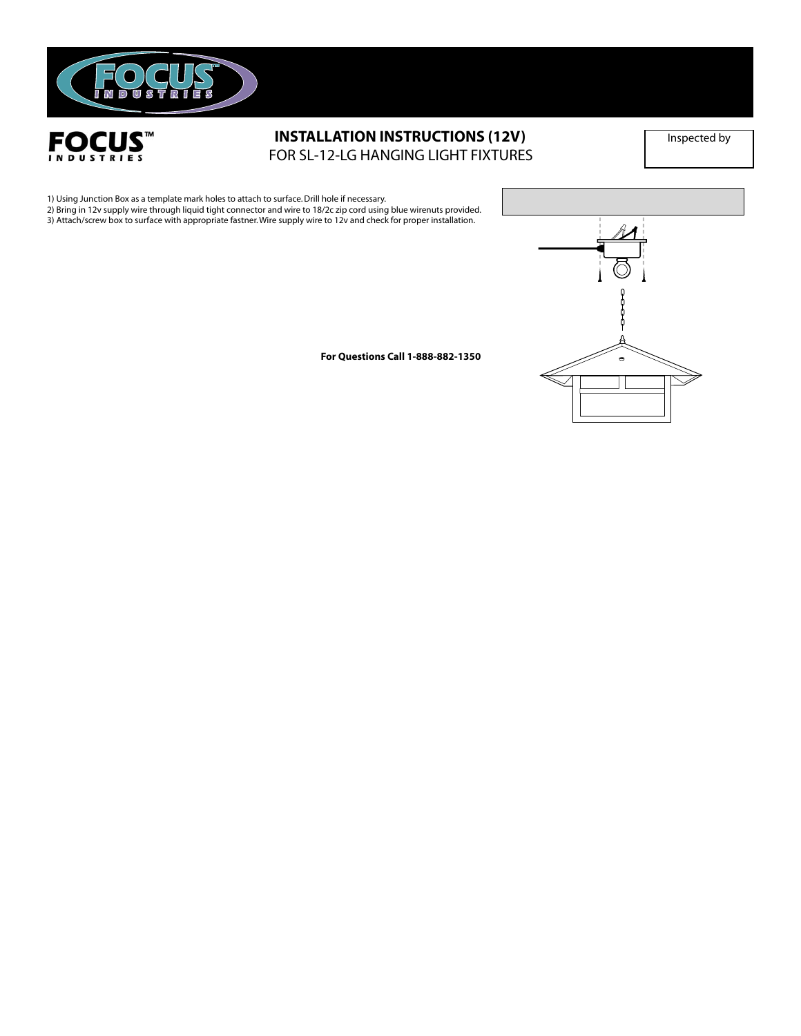FOCUS™ INDUSTRIES

# INSTALLATION INSTRUCTIONS (12V)

FOR SL-12-LG HANGING LIGHT FIXTURES

Inspected by

1) Using Junction Box as a template mark holes to attach to surface. Drill hole if necessary.
2) Bring in 12v supply wire through liquid tight connector and wire to 18/2c zip cord using blue wirenuts provided.
3) Attach/screw box to surface with appropriate fastner. Wire supply wire to 12v and check for proper installation.

**For Questions Call 1-888-882-1350**